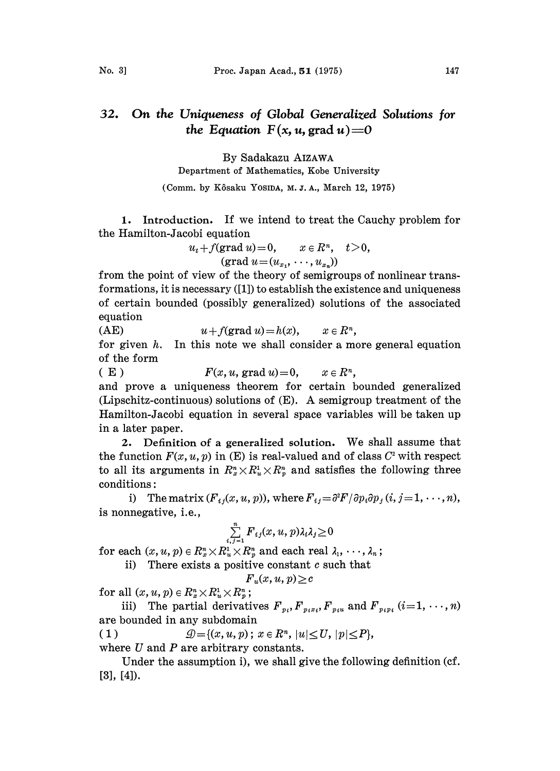# 32. *On the Uniqueness of Global Generalized Solutions for the Equation* $F(x, u, \text{grad}\, u)=0$

By Sadakazu AIZAWA

Department of Mathematics, Kobe University

(Comm. by Kôsaku YOSIDA, M. J. A., March 12, 1975)

**1. Introduction.** If we intend to treat the Cauchy problem for the Hamilton-Jacobi equation

$$u_t + f(\text{grad}\, u) = 0, \qquad x \in R^n, \quad t > 0,$$
$$(\text{grad}\, u = (u_{x_1}, \cdots, u_{x_n}))$$

from the point of view of the theory of semigroups of nonlinear transformations, it is necessary ([1]) to establish the existence and uniqueness of certain bounded (possibly generalized) solutions of the associated equation

$$\text{(AE)} \qquad u + f(\text{grad}\, u) = h(x), \qquad x \in R^n,$$

for given $h$. In this note we shall consider a more general equation of the form

$$\text{(E)} \qquad F(x, u, \text{grad}\, u) = 0, \qquad x \in R^n,$$

and prove a uniqueness theorem for certain bounded generalized (Lipschitz-continuous) solutions of (E). A semigroup treatment of the Hamilton-Jacobi equation in several space variables will be taken up in a later paper.

**2. Definition of a generalized solution.** We shall assume that the function $F(x, u, p)$ in (E) is real-valued and of class $C^2$ with respect to all its arguments in $R_x^n \times R_u^1 \times R_p^n$ and satisfies the following three conditions:

i) The matrix $(F_{ij}(x, u, p))$, where $F_{ij} = \partial^2 F / \partial p_i \partial p_j$ $(i, j = 1, \cdots, n)$, is nonnegative, i.e.,

$$\sum_{i,j=1}^{n} F_{ij}(x, u, p) \lambda_i \lambda_j \geq 0$$

for each $(x, u, p) \in R_x^n \times R_u^1 \times R_p^n$ and each real $\lambda_1, \cdots, \lambda_n$;

ii) There exists a positive constant $c$ such that

$$F_u(x, u, p) \geq c$$

for all $(x, u, p) \in R_x^n \times R_u^1 \times R_p^n$;

iii) The partial derivatives $F_{p_i}, F_{p_i x_i}, F_{p_i u}$ and $F_{p_i p_i}$ $(i = 1, \cdots, n)$ are bounded in any subdomain

$$(1) \qquad \mathcal{D} = \{(x, u, p); \, x \in R^n, \, |u| \leq U, \, |p| \leq P\},$$

where $U$ and $P$ are arbitrary constants.

Under the assumption i), we shall give the following definition (cf. [3], [4]).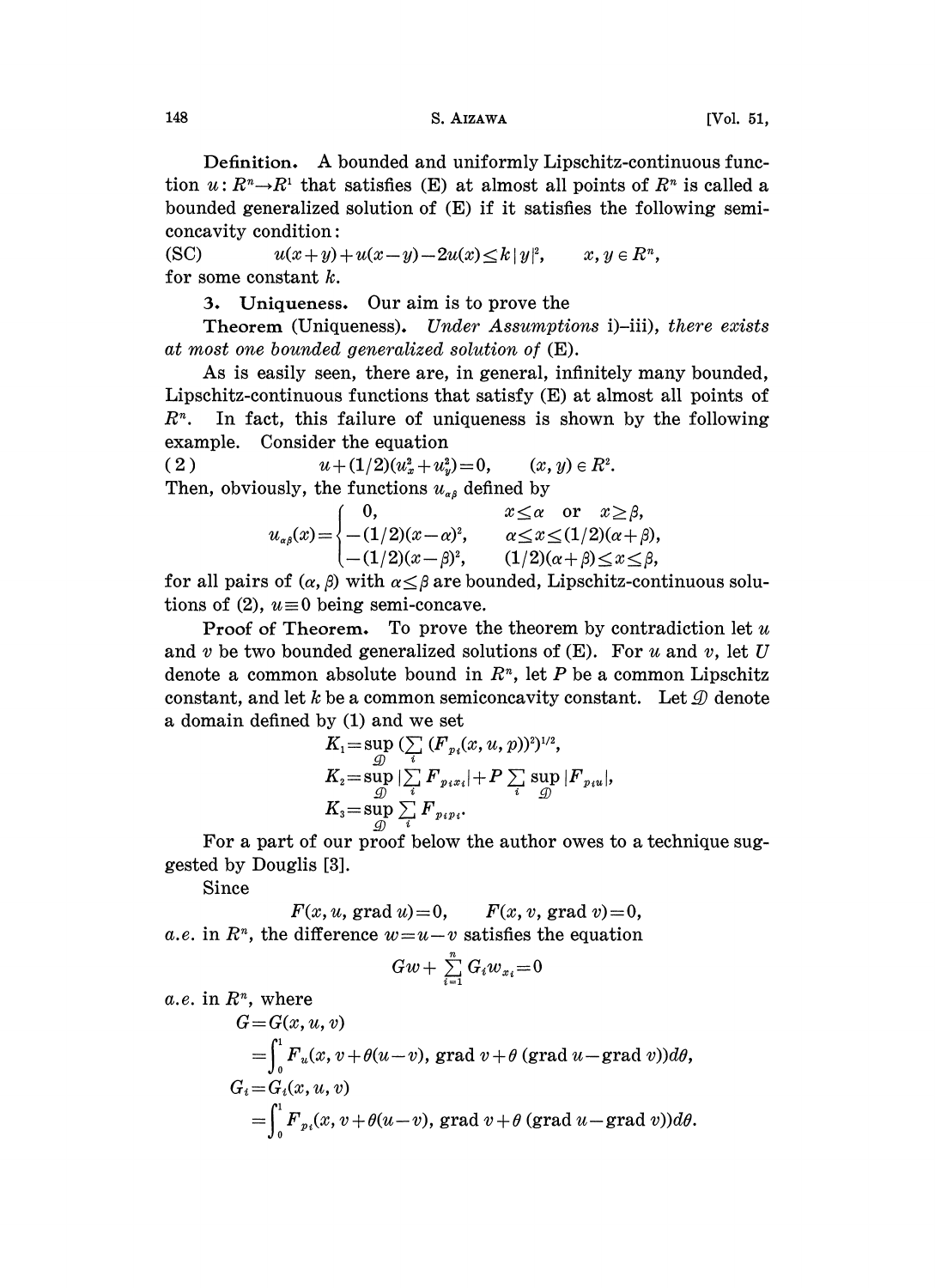**Definition.** A bounded and uniformly Lipschitz-continuous function $u: R^n \to R^1$ that satisfies (E) at almost all points of $R^n$ is called a bounded generalized solution of (E) if it satisfies the following semi-concavity condition:

$$\text{(SC)} \qquad u(x+y)+u(x-y)-2u(x) \leq k|y|^2, \qquad x, y \in R^n,$$

for some constant $k$.

**3. Uniqueness.** Our aim is to prove the

**Theorem** (Uniqueness). *Under Assumptions* i)–iii), *there exists at most one bounded generalized solution of* (E).

As is easily seen, there are, in general, infinitely many bounded, Lipschitz-continuous functions that satisfy (E) at almost all points of $R^n$. In fact, this failure of uniqueness is shown by the following example. Consider the equation

$$(2) \qquad u+(1/2)(u_x^2+u_y^2)=0, \qquad (x, y) \in R^2.$$

Then, obviously, the functions $u_{\alpha\beta}$ defined by

$$u_{\alpha\beta}(x)=\begin{cases} 0, & x \leq \alpha \quad \text{or} \quad x \geq \beta, \\ -(1/2)(x-\alpha)^2, & \alpha \leq x \leq (1/2)(\alpha+\beta), \\ -(1/2)(x-\beta)^2, & (1/2)(\alpha+\beta) \leq x \leq \beta, \end{cases}$$

for all pairs of $(\alpha, \beta)$ with $\alpha \leq \beta$ are bounded, Lipschitz-continuous solutions of (2), $u \equiv 0$ being semi-concave.

**Proof of Theorem.** To prove the theorem by contradiction let $u$ and $v$ be two bounded generalized solutions of (E). For $u$ and $v$, let $U$ denote a common absolute bound in $R^n$, let $P$ be a common Lipschitz constant, and let $k$ be a common semiconcavity constant. Let $\mathcal{D}$ denote a domain defined by (1) and we set

$$K_1=\sup_{\mathcal{D}} \Big(\sum_i (F_{p_i}(x, u, p))^2\Big)^{1/2},$$
$$K_2=\sup_{\mathcal{D}} \Big|\sum_i F_{p_i x_i}\Big|+P \sum_i \sup_{\mathcal{D}} |F_{p_i u}|,$$
$$K_3=\sup_{\mathcal{D}} \sum_i F_{p_i p_i}.$$

For a part of our proof below the author owes to a technique suggested by Douglis [3].

Since

$$F(x, u, \operatorname{grad} u)=0, \qquad F(x, v, \operatorname{grad} v)=0,$$

*a.e.* in $R^n$, the difference $w=u-v$ satisfies the equation

$$Gw+\sum_{i=1}^n G_i w_{x_i}=0$$

*a.e.* in $R^n$, where

$$\begin{aligned} G &= G(x, u, v) \\ &= \int_0^1 F_u(x, v+\theta(u-v), \operatorname{grad} v+\theta(\operatorname{grad} u-\operatorname{grad} v))d\theta, \\ G_i &= G_i(x, u, v) \\ &= \int_0^1 F_{p_i}(x, v+\theta(u-v), \operatorname{grad} v+\theta(\operatorname{grad} u-\operatorname{grad} v))d\theta. \end{aligned}$$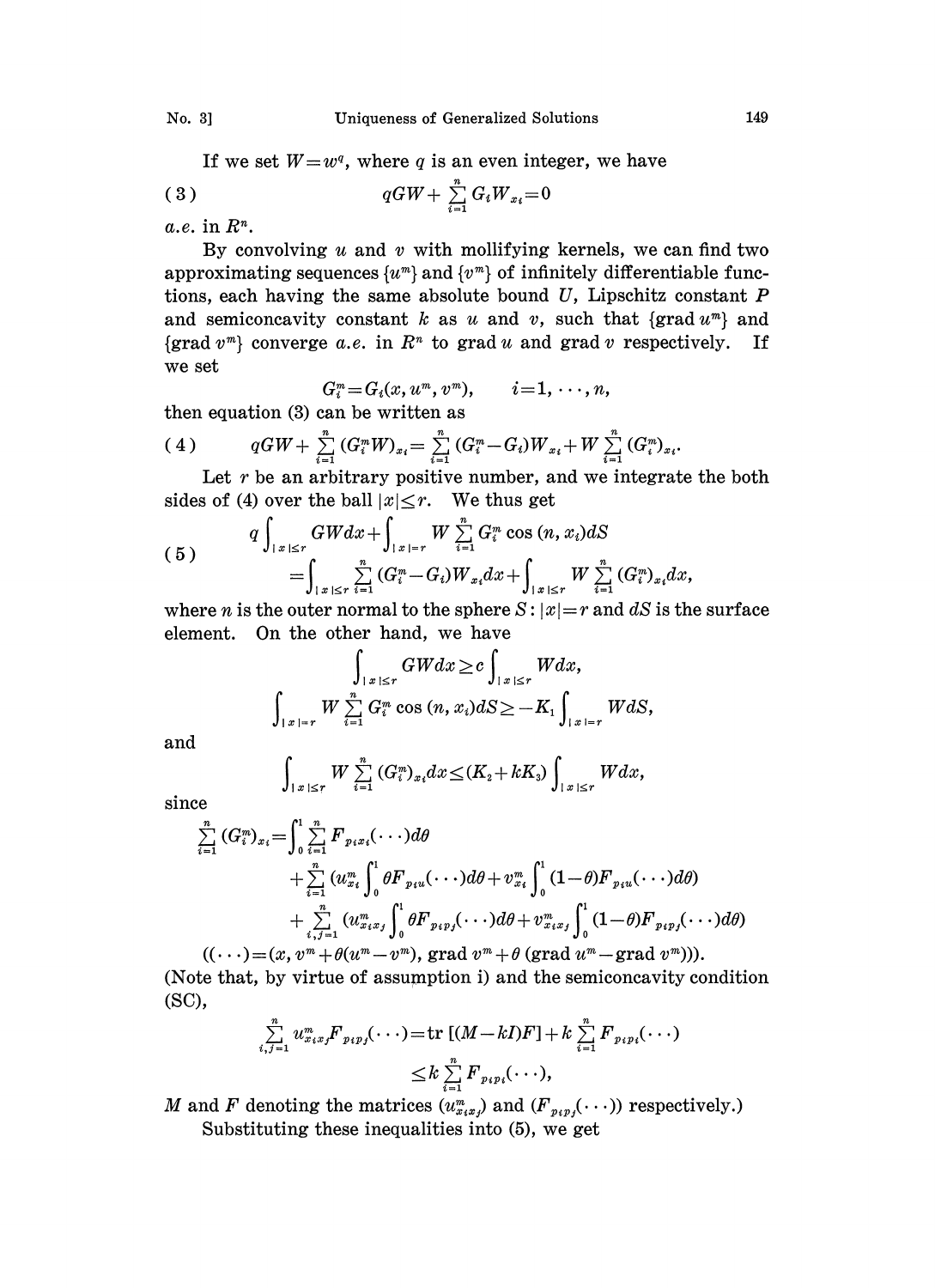If we set $W=w^q$, where $q$ is an even integer, we have

$$
(3) \qquad qGW+\sum_{i=1}^{n} G_i W_{x_i}=0
$$

*a.e.* in $R^n$.

By convolving $u$ and $v$ with mollifying kernels, we can find two approximating sequences $\{u^m\}$ and $\{v^m\}$ of infinitely differentiable functions, each having the same absolute bound $U$, Lipschitz constant $P$ and semiconcavity constant $k$ as $u$ and $v$, such that $\{\operatorname{grad} u^m\}$ and $\{\operatorname{grad} v^m\}$ converge *a.e.* in $R^n$ to $\operatorname{grad} u$ and $\operatorname{grad} v$ respectively. If we set

$$
G_i^m = G_i(x, u^m, v^m), \qquad i=1,\cdots,n,
$$

then equation (3) can be written as

$$
(4) \qquad qGW+\sum_{i=1}^{n}(G_i^m W)_{x_i}=\sum_{i=1}^{n}(G_i^m-G_i)W_{x_i}+W\sum_{i=1}^{n}(G_i^m)_{x_i}.
$$

Let $r$ be an arbitrary positive number, and we integrate the both sides of (4) over the ball $|x|\le r$. We thus get

$$
(5) \qquad \begin{aligned} q\int_{|x|\le r} GW dx &+ \int_{|x|=r} W\sum_{i=1}^{n} G_i^m \cos(n, x_i) dS \\ &= \int_{|x|\le r}\sum_{i=1}^{n}(G_i^m-G_i)W_{x_i}dx+\int_{|x|\le r} W\sum_{i=1}^{n}(G_i^m)_{x_i}dx, \end{aligned}
$$

where $n$ is the outer normal to the sphere $S: |x|=r$ and $dS$ is the surface element. On the other hand, we have

$$
\int_{|x|\le r} GW dx \ge c\int_{|x|\le r} W dx,
$$

$$
\int_{|x|=r} W\sum_{i=1}^{n} G_i^m \cos(n, x_i) dS \ge -K_1\int_{|x|=r} W dS,
$$

and

$$
\int_{|x|\le r} W\sum_{i=1}^{n}(G_i^m)_{x_i}dx \le (K_2+kK_3)\int_{|x|\le r} W dx,
$$

since

$$
\begin{aligned}
\sum_{i=1}^{n}(G_i^m)_{x_i} = &\int_0^1 \sum_{i=1}^{n} F_{p_i x_i}(\cdots)d\theta \\
&+\sum_{i=1}^{n}\left(u_{x_i}^m\int_0^1 \theta F_{p_i u}(\cdots)d\theta + v_{x_i}^m\int_0^1(1-\theta)F_{p_i u}(\cdots)d\theta\right) \\
&+\sum_{i,j=1}^{n}\left(u_{x_i x_j}^m\int_0^1 \theta F_{p_i p_j}(\cdots)d\theta + v_{x_i x_j}^m\int_0^1(1-\theta)F_{p_i p_j}(\cdots)d\theta\right)
\end{aligned}
$$

$$
((\cdots)=(x, v^m+\theta(u^m-v^m), \operatorname{grad} v^m+\theta(\operatorname{grad} u^m-\operatorname{grad} v^m))).
$$

(Note that, by virtue of assumption i) and the semiconcavity condition (SC),

$$
\begin{aligned}
\sum_{i,j=1}^{n} u_{x_i x_j}^m F_{p_i p_j}(\cdots) &= \operatorname{tr}[(M-kI)F]+k\sum_{i=1}^{n} F_{p_i p_i}(\cdots) \\
&\le k\sum_{i=1}^{n} F_{p_i p_i}(\cdots),
\end{aligned}
$$

$M$ and $F$ denoting the matrices $(u_{x_i x_j}^m)$ and $(F_{p_i p_j}(\cdots))$ respectively.)

Substituting these inequalities into (5), we get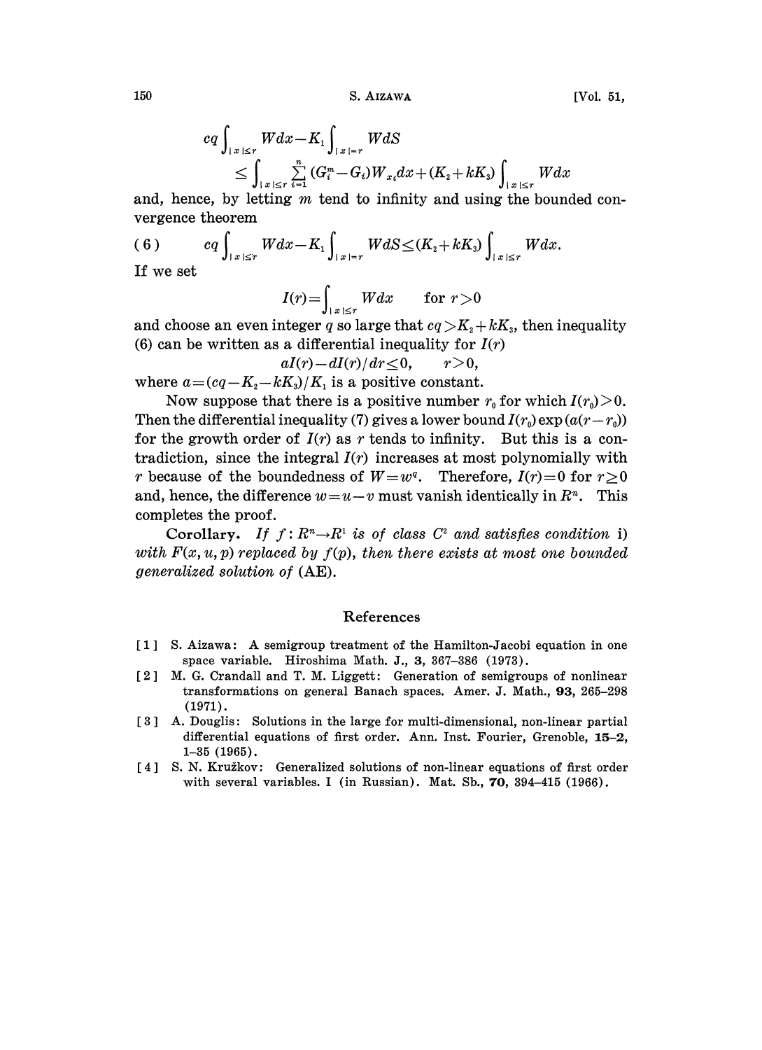$$cq\int_{|x|\le r} W dx - K_1 \int_{|x|=r} W dS$$
$$\le \int_{|x|\le r} \sum_{i=1}^{n} (G_i^m - G_i) W_{x_i} dx + (K_2 + kK_3) \int_{|x|\le r} W dx$$

and, hence, by letting $m$ tend to infinity and using the bounded convergence theorem

$$(6) \qquad cq\int_{|x|\le r} W dx - K_1 \int_{|x|=r} W dS \le (K_2 + kK_3) \int_{|x|\le r} W dx.$$

If we set

$$I(r) = \int_{|x|\le r} W dx \qquad \text{for } r > 0$$

and choose an even integer $q$ so large that $cq > K_2 + kK_3$, then inequality (6) can be written as a differential inequality for $I(r)$

$$aI(r) - dI(r)/dr \le 0, \qquad r > 0,$$

where $a = (cq - K_2 - kK_3)/K_1$ is a positive constant.

Now suppose that there is a positive number $r_0$ for which $I(r_0) > 0$. Then the differential inequality (7) gives a lower bound $I(r_0)\exp(a(r - r_0))$ for the growth order of $I(r)$ as $r$ tends to infinity. But this is a contradiction, since the integral $I(r)$ increases at most polynomially with $r$ because of the boundedness of $W = w^q$. Therefore, $I(r) = 0$ for $r \ge 0$ and, hence, the difference $w = u - v$ must vanish identically in $R^n$. This completes the proof.

**Corollary.** *If $f: R^n \to R^1$ is of class $C^2$ and satisfies condition* i) *with $F(x, u, p)$ replaced by $f(p)$, then there exists at most one bounded generalized solution of* (AE).

## References

[1] S. Aizawa: A semigroup treatment of the Hamilton-Jacobi equation in one space variable. Hiroshima Math. J., **3**, 367–386 (1973).

[2] M. G. Crandall and T. M. Liggett: Generation of semigroups of nonlinear transformations on general Banach spaces. Amer. J. Math., **93**, 265–298 (1971).

[3] A. Douglis: Solutions in the large for multi-dimensional, non-linear partial differential equations of first order. Ann. Inst. Fourier, Grenoble, **15–2**, 1–35 (1965).

[4] S. N. Kružkov: Generalized solutions of non-linear equations of first order with several variables. I (in Russian). Mat. Sb., **70**, 394–415 (1966).